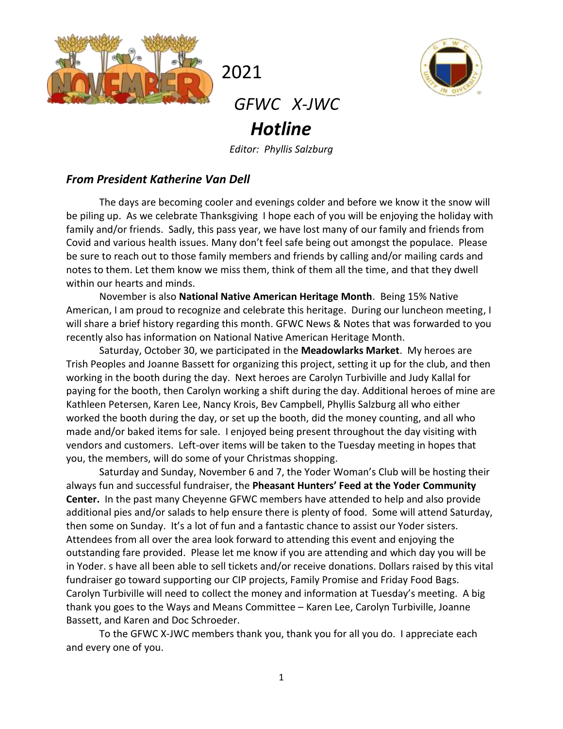2021

*GFWC X-JWC*

# ***Hotline***

*Editor: Phyllis Salzburg*

## *From President Katherine Van Dell*

The days are becoming cooler and evenings colder and before we know it the snow will be piling up. As we celebrate Thanksgiving I hope each of you will be enjoying the holiday with family and/or friends. Sadly, this pass year, we have lost many of our family and friends from Covid and various health issues. Many don't feel safe being out amongst the populace. Please be sure to reach out to those family members and friends by calling and/or mailing cards and notes to them. Let them know we miss them, think of them all the time, and that they dwell within our hearts and minds.

November is also **National Native American Heritage Month**. Being 15% Native American, I am proud to recognize and celebrate this heritage. During our luncheon meeting, I will share a brief history regarding this month. GFWC News & Notes that was forwarded to you recently also has information on National Native American Heritage Month.

Saturday, October 30, we participated in the **Meadowlarks Market**. My heroes are Trish Peoples and Joanne Bassett for organizing this project, setting it up for the club, and then working in the booth during the day. Next heroes are Carolyn Turbiville and Judy Kallal for paying for the booth, then Carolyn working a shift during the day. Additional heroes of mine are Kathleen Petersen, Karen Lee, Nancy Krois, Bev Campbell, Phyllis Salzburg all who either worked the booth during the day, or set up the booth, did the money counting, and all who made and/or baked items for sale. I enjoyed being present throughout the day visiting with vendors and customers. Left-over items will be taken to the Tuesday meeting in hopes that you, the members, will do some of your Christmas shopping.

Saturday and Sunday, November 6 and 7, the Yoder Woman's Club will be hosting their always fun and successful fundraiser, the **Pheasant Hunters' Feed at the Yoder Community Center.** In the past many Cheyenne GFWC members have attended to help and also provide additional pies and/or salads to help ensure there is plenty of food. Some will attend Saturday, then some on Sunday. It's a lot of fun and a fantastic chance to assist our Yoder sisters. Attendees from all over the area look forward to attending this event and enjoying the outstanding fare provided. Please let me know if you are attending and which day you will be in Yoder. s have all been able to sell tickets and/or receive donations. Dollars raised by this vital fundraiser go toward supporting our CIP projects, Family Promise and Friday Food Bags. Carolyn Turbiville will need to collect the money and information at Tuesday's meeting. A big thank you goes to the Ways and Means Committee – Karen Lee, Carolyn Turbiville, Joanne Bassett, and Karen and Doc Schroeder.

To the GFWC X-JWC members thank you, thank you for all you do. I appreciate each and every one of you.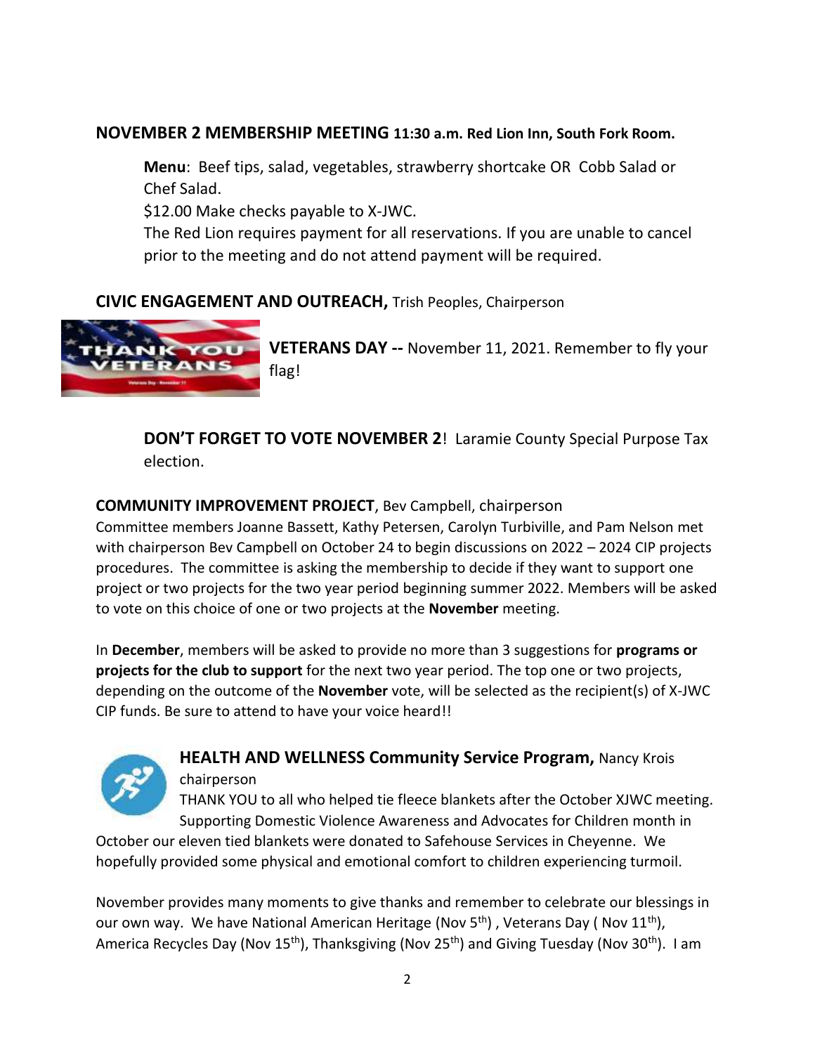## NOVEMBER 2 MEMBERSHIP MEETING 11:30 a.m. Red Lion Inn, South Fork Room.

**Menu**: Beef tips, salad, vegetables, strawberry shortcake OR Cobb Salad or Chef Salad.

$12.00 Make checks payable to X-JWC.

The Red Lion requires payment for all reservations. If you are unable to cancel prior to the meeting and do not attend payment will be required.

## CIVIC ENGAGEMENT AND OUTREACH, Trish Peoples, Chairperson

**VETERANS DAY --** November 11, 2021. Remember to fly your flag!

**DON'T FORGET TO VOTE NOVEMBER 2**! Laramie County Special Purpose Tax election.

## COMMUNITY IMPROVEMENT PROJECT, Bev Campbell, chairperson

Committee members Joanne Bassett, Kathy Petersen, Carolyn Turbiville, and Pam Nelson met with chairperson Bev Campbell on October 24 to begin discussions on 2022 – 2024 CIP projects procedures. The committee is asking the membership to decide if they want to support one project or two projects for the two year period beginning summer 2022. Members will be asked to vote on this choice of one or two projects at the **November** meeting.

In **December**, members will be asked to provide no more than 3 suggestions for **programs or projects for the club to support** for the next two year period. The top one or two projects, depending on the outcome of the **November** vote, will be selected as the recipient(s) of X-JWC CIP funds. Be sure to attend to have your voice heard!!

## HEALTH AND WELLNESS Community Service Program, Nancy Krois chairperson

THANK YOU to all who helped tie fleece blankets after the October XJWC meeting. Supporting Domestic Violence Awareness and Advocates for Children month in October our eleven tied blankets were donated to Safehouse Services in Cheyenne. We hopefully provided some physical and emotional comfort to children experiencing turmoil.

November provides many moments to give thanks and remember to celebrate our blessings in our own way. We have National American Heritage (Nov 5th) , Veterans Day ( Nov 11th), America Recycles Day (Nov 15th), Thanksgiving (Nov 25th) and Giving Tuesday (Nov 30th). I am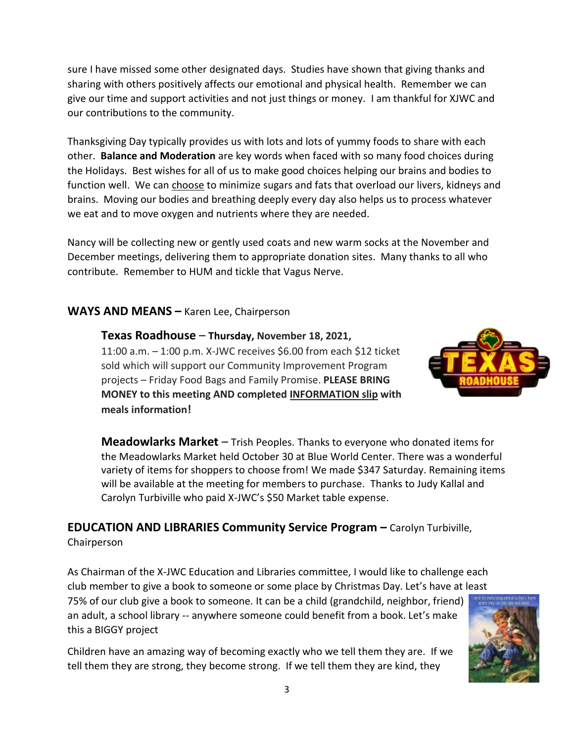sure I have missed some other designated days. Studies have shown that giving thanks and sharing with others positively affects our emotional and physical health. Remember we can give our time and support activities and not just things or money. I am thankful for XJWC and our contributions to the community.

Thanksgiving Day typically provides us with lots and lots of yummy foods to share with each other. **Balance and Moderation** are key words when faced with so many food choices during the Holidays. Best wishes for all of us to make good choices helping our brains and bodies to function well. We can choose to minimize sugars and fats that overload our livers, kidneys and brains. Moving our bodies and breathing deeply every day also helps us to process whatever we eat and to move oxygen and nutrients where they are needed.

Nancy will be collecting new or gently used coats and new warm socks at the November and December meetings, delivering them to appropriate donation sites. Many thanks to all who contribute. Remember to HUM and tickle that Vagus Nerve.

## WAYS AND MEANS – Karen Lee, Chairperson

### Texas Roadhouse – Thursday, November 18, 2021,

11:00 a.m. – 1:00 p.m. X-JWC receives $6.00 from each $12 ticket sold which will support our Community Improvement Program projects – Friday Food Bags and Family Promise. **PLEASE BRING MONEY to this meeting AND completed INFORMATION slip with meals information!**

### Meadowlarks Market

– Trish Peoples. Thanks to everyone who donated items for the Meadowlarks Market held October 30 at Blue World Center. There was a wonderful variety of items for shoppers to choose from! We made $347 Saturday. Remaining items will be available at the meeting for members to purchase. Thanks to Judy Kallal and Carolyn Turbiville who paid X-JWC's $50 Market table expense.

## EDUCATION AND LIBRARIES Community Service Program – Carolyn Turbiville, Chairperson

As Chairman of the X-JWC Education and Libraries committee, I would like to challenge each club member to give a book to someone or some place by Christmas Day. Let's have at least 75% of our club give a book to someone. It can be a child (grandchild, neighbor, friend) an adult, a school library -- anywhere someone could benefit from a book. Let's make this a BIGGY project

Children have an amazing way of becoming exactly who we tell them they are. If we tell them they are strong, they become strong. If we tell them they are kind, they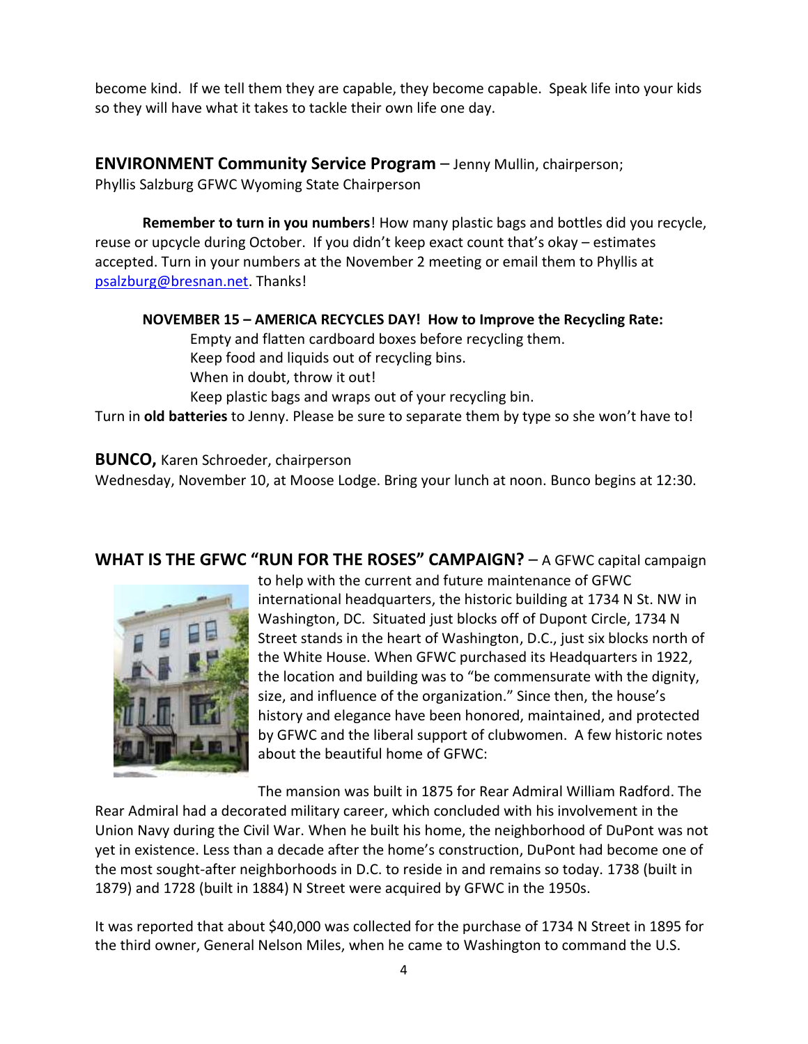become kind. If we tell them they are capable, they become capable. Speak life into your kids so they will have what it takes to tackle their own life one day.

**ENVIRONMENT Community Service Program** – Jenny Mullin, chairperson;
Phyllis Salzburg GFWC Wyoming State Chairperson

**Remember to turn in you numbers**! How many plastic bags and bottles did you recycle, reuse or upcycle during October. If you didn't keep exact count that's okay – estimates accepted. Turn in your numbers at the November 2 meeting or email them to Phyllis at psalzburg@bresnan.net. Thanks!

**NOVEMBER 15 – AMERICA RECYCLES DAY! How to Improve the Recycling Rate:**

Empty and flatten cardboard boxes before recycling them.
Keep food and liquids out of recycling bins.
When in doubt, throw it out!
Keep plastic bags and wraps out of your recycling bin.

Turn in **old batteries** to Jenny. Please be sure to separate them by type so she won't have to!

**BUNCO,** Karen Schroeder, chairperson
Wednesday, November 10, at Moose Lodge. Bring your lunch at noon. Bunco begins at 12:30.

**WHAT IS THE GFWC "RUN FOR THE ROSES" CAMPAIGN?** – A GFWC capital campaign to help with the current and future maintenance of GFWC international headquarters, the historic building at 1734 N St. NW in Washington, DC. Situated just blocks off of Dupont Circle, 1734 N Street stands in the heart of Washington, D.C., just six blocks north of the White House. When GFWC purchased its Headquarters in 1922, the location and building was to "be commensurate with the dignity, size, and influence of the organization." Since then, the house's history and elegance have been honored, maintained, and protected by GFWC and the liberal support of clubwomen. A few historic notes about the beautiful home of GFWC:

The mansion was built in 1875 for Rear Admiral William Radford. The Rear Admiral had a decorated military career, which concluded with his involvement in the Union Navy during the Civil War. When he built his home, the neighborhood of DuPont was not yet in existence. Less than a decade after the home's construction, DuPont had become one of the most sought-after neighborhoods in D.C. to reside in and remains so today. 1738 (built in 1879) and 1728 (built in 1884) N Street were acquired by GFWC in the 1950s.

It was reported that about $40,000 was collected for the purchase of 1734 N Street in 1895 for the third owner, General Nelson Miles, when he came to Washington to command the U.S.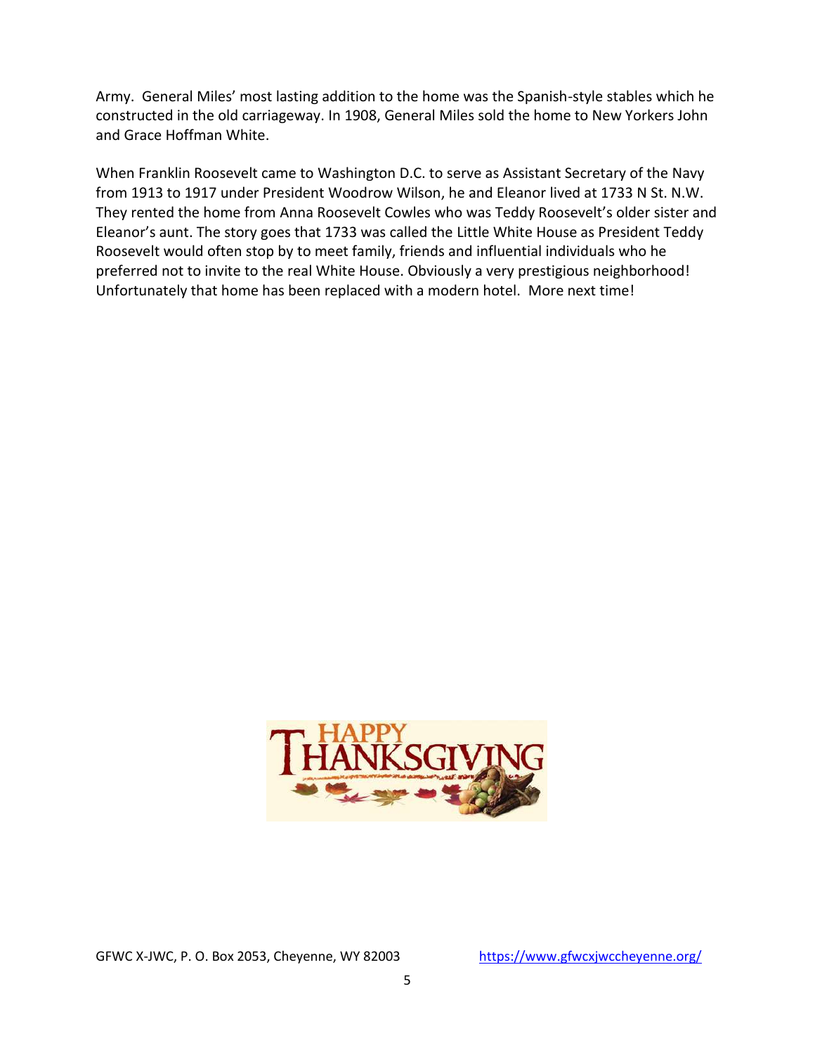Army. General Miles' most lasting addition to the home was the Spanish-style stables which he constructed in the old carriageway. In 1908, General Miles sold the home to New Yorkers John and Grace Hoffman White.

When Franklin Roosevelt came to Washington D.C. to serve as Assistant Secretary of the Navy from 1913 to 1917 under President Woodrow Wilson, he and Eleanor lived at 1733 N St. N.W. They rented the home from Anna Roosevelt Cowles who was Teddy Roosevelt's older sister and Eleanor's aunt. The story goes that 1733 was called the Little White House as President Teddy Roosevelt would often stop by to meet family, friends and influential individuals who he preferred not to invite to the real White House. Obviously a very prestigious neighborhood! Unfortunately that home has been replaced with a modern hotel. More next time!

HAPPY THANKSGIVING

GFWC X-JWC, P. O. Box 2053, Cheyenne, WY 82003 https://www.gfwcxjwccheyenne.org/